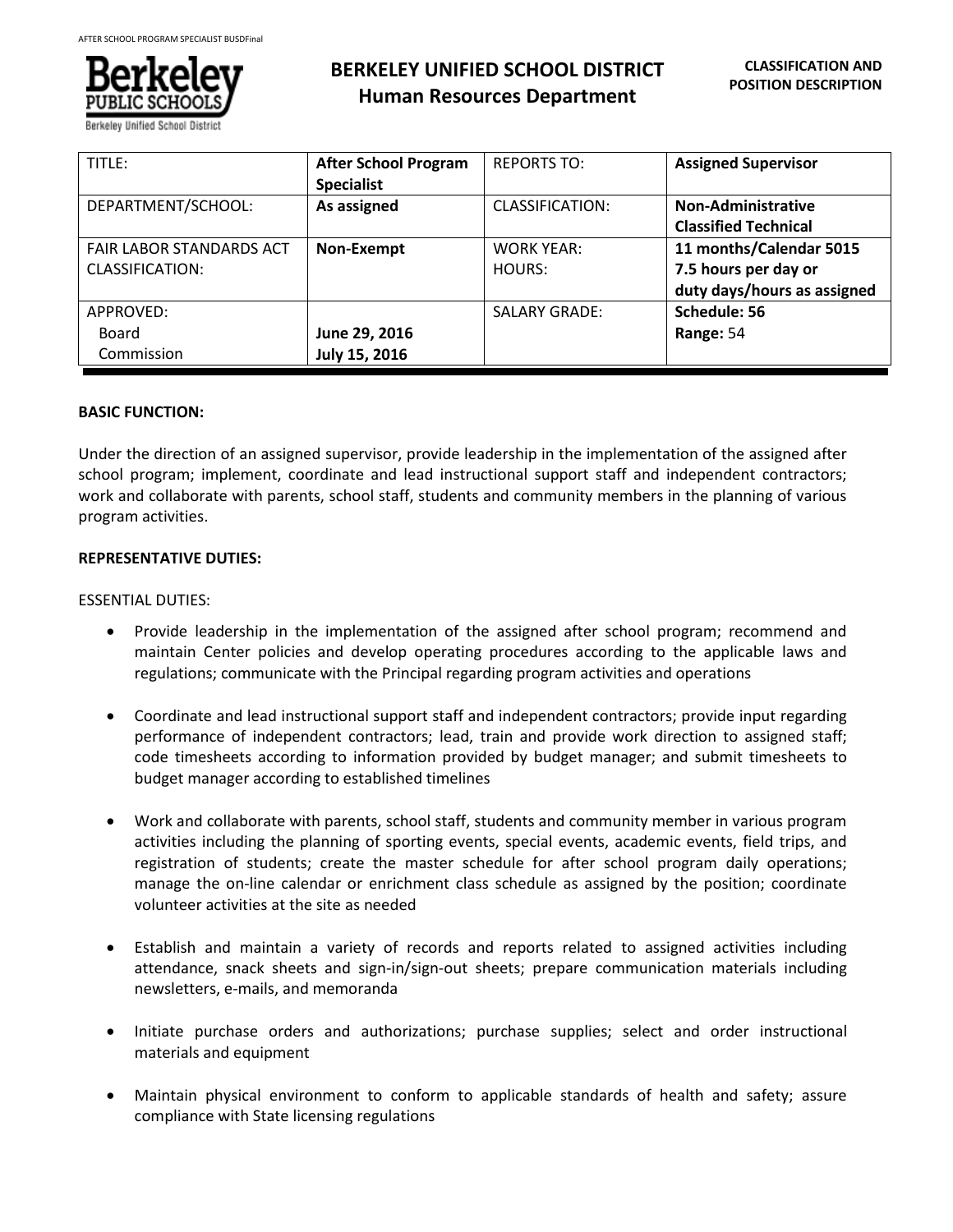# BERKELEY UNIFIED SCHOOL DISTRICT
## Human Resources Department

**CLASSIFICATION AND POSITION DESCRIPTION**

| TITLE: | **After School Program Specialist** | REPORTS TO: | **Assigned Supervisor** |
|---|---|---|---|
| DEPARTMENT/SCHOOL: | **As assigned** | CLASSIFICATION: | **Non-Administrative Classified Technical** |
| FAIR LABOR STANDARDS ACT CLASSIFICATION: | **Non-Exempt** | WORK YEAR: HOURS: | **11 months/Calendar 5015 7.5 hours per day or duty days/hours as assigned** |
| APPROVED: Board Commission | **June 29, 2016 July 15, 2016** | SALARY GRADE: | **Schedule: 56 Range:** 54 |

**BASIC FUNCTION:**

Under the direction of an assigned supervisor, provide leadership in the implementation of the assigned after school program; implement, coordinate and lead instructional support staff and independent contractors; work and collaborate with parents, school staff, students and community members in the planning of various program activities.

**REPRESENTATIVE DUTIES:**

ESSENTIAL DUTIES:

- Provide leadership in the implementation of the assigned after school program; recommend and maintain Center policies and develop operating procedures according to the applicable laws and regulations; communicate with the Principal regarding program activities and operations

- Coordinate and lead instructional support staff and independent contractors; provide input regarding performance of independent contractors; lead, train and provide work direction to assigned staff; code timesheets according to information provided by budget manager; and submit timesheets to budget manager according to established timelines

- Work and collaborate with parents, school staff, students and community member in various program activities including the planning of sporting events, special events, academic events, field trips, and registration of students; create the master schedule for after school program daily operations; manage the on-line calendar or enrichment class schedule as assigned by the position; coordinate volunteer activities at the site as needed

- Establish and maintain a variety of records and reports related to assigned activities including attendance, snack sheets and sign-in/sign-out sheets; prepare communication materials including newsletters, e-mails, and memoranda

- Initiate purchase orders and authorizations; purchase supplies; select and order instructional materials and equipment

- Maintain physical environment to conform to applicable standards of health and safety; assure compliance with State licensing regulations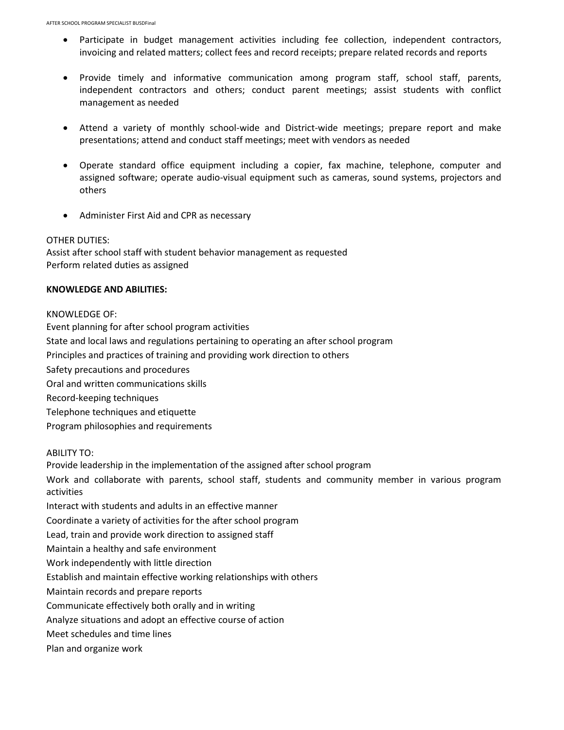- Participate in budget management activities including fee collection, independent contractors, invoicing and related matters; collect fees and record receipts; prepare related records and reports

- Provide timely and informative communication among program staff, school staff, parents, independent contractors and others; conduct parent meetings; assist students with conflict management as needed

- Attend a variety of monthly school-wide and District-wide meetings; prepare report and make presentations; attend and conduct staff meetings; meet with vendors as needed

- Operate standard office equipment including a copier, fax machine, telephone, computer and assigned software; operate audio-visual equipment such as cameras, sound systems, projectors and others

- Administer First Aid and CPR as necessary

OTHER DUTIES:
Assist after school staff with student behavior management as requested
Perform related duties as assigned

**KNOWLEDGE AND ABILITIES:**

KNOWLEDGE OF:
Event planning for after school program activities
State and local laws and regulations pertaining to operating an after school program
Principles and practices of training and providing work direction to others
Safety precautions and procedures
Oral and written communications skills
Record-keeping techniques
Telephone techniques and etiquette
Program philosophies and requirements

ABILITY TO:
Provide leadership in the implementation of the assigned after school program
Work and collaborate with parents, school staff, students and community member in various program activities
Interact with students and adults in an effective manner
Coordinate a variety of activities for the after school program
Lead, train and provide work direction to assigned staff
Maintain a healthy and safe environment
Work independently with little direction
Establish and maintain effective working relationships with others
Maintain records and prepare reports
Communicate effectively both orally and in writing
Analyze situations and adopt an effective course of action
Meet schedules and time lines
Plan and organize work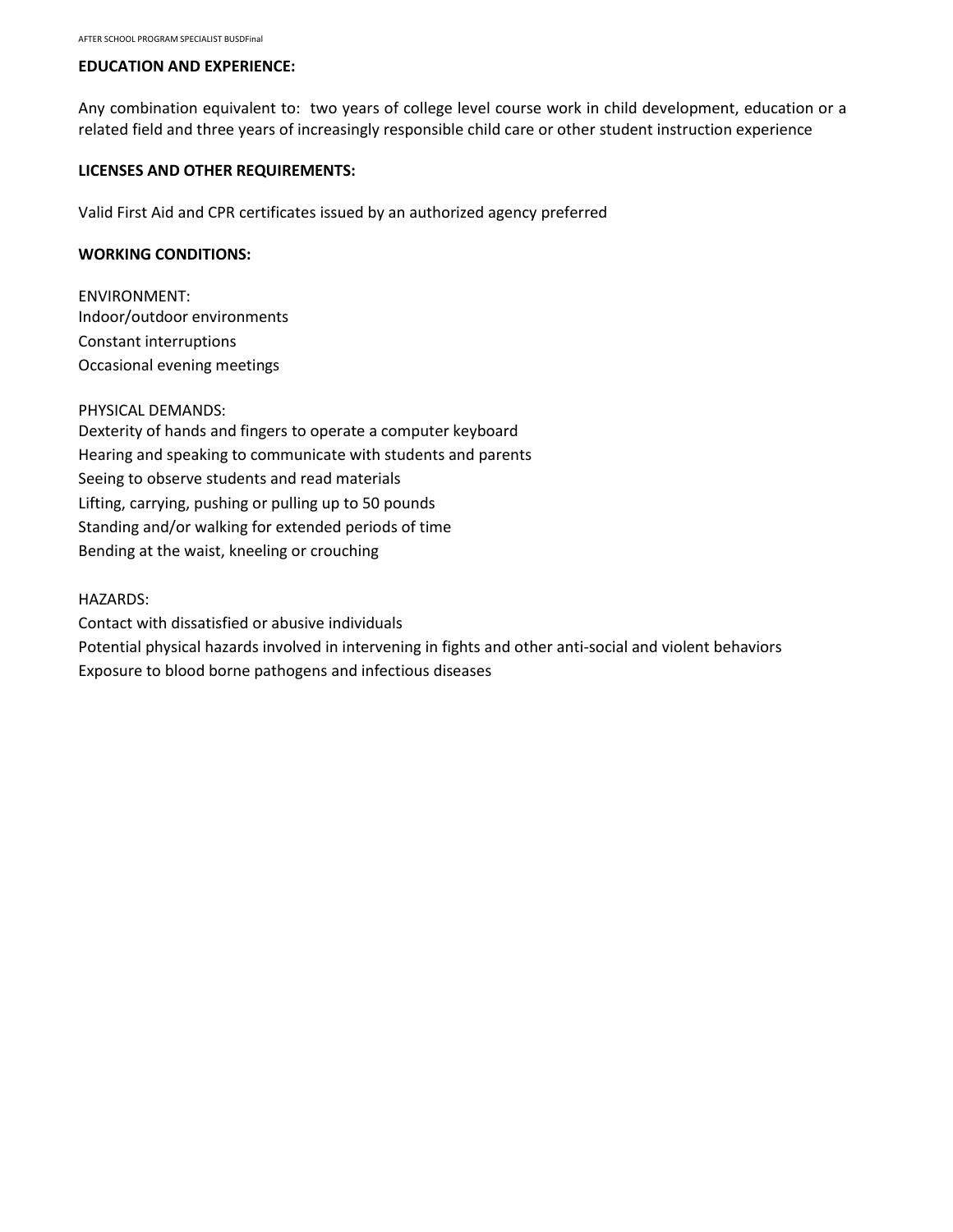**EDUCATION AND EXPERIENCE:**

Any combination equivalent to: two years of college level course work in child development, education or a related field and three years of increasingly responsible child care or other student instruction experience

**LICENSES AND OTHER REQUIREMENTS:**

Valid First Aid and CPR certificates issued by an authorized agency preferred

**WORKING CONDITIONS:**

ENVIRONMENT:
Indoor/outdoor environments
Constant interruptions
Occasional evening meetings

PHYSICAL DEMANDS:
Dexterity of hands and fingers to operate a computer keyboard
Hearing and speaking to communicate with students and parents
Seeing to observe students and read materials
Lifting, carrying, pushing or pulling up to 50 pounds
Standing and/or walking for extended periods of time
Bending at the waist, kneeling or crouching

HAZARDS:
Contact with dissatisfied or abusive individuals
Potential physical hazards involved in intervening in fights and other anti-social and violent behaviors
Exposure to blood borne pathogens and infectious diseases